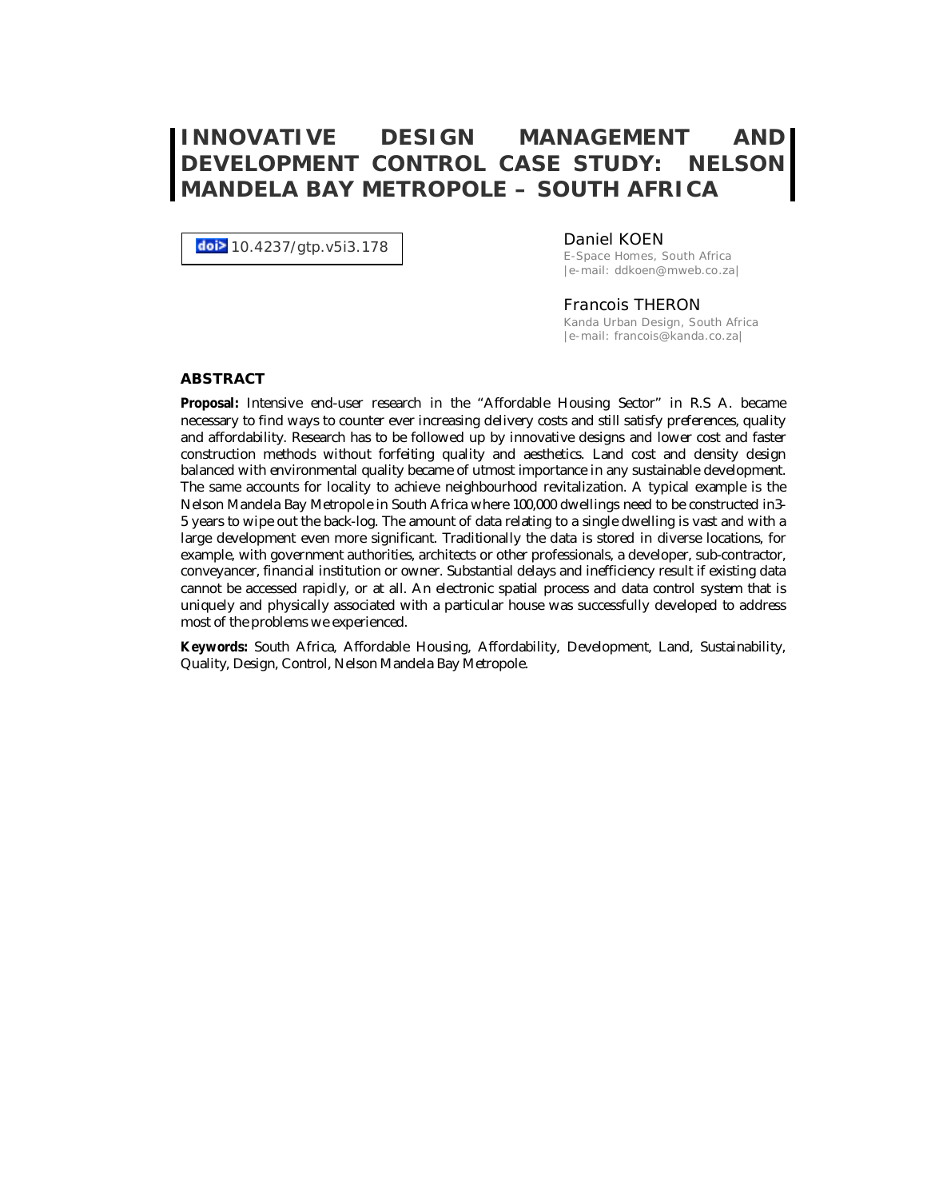# INNOVATIVE DESIGN MANAGEMENT AND DEVELOPMENT CONTROL CASE STUDY: NELSON MANDELA BAY METROPOLE – SOUTH AFRICA

doi 10.4237/gtp.v5i3.178

**Daniel KOEN**
E-Space Homes, South Africa
|e-mail: ddkoen@mweb.co.za|

**Francois THERON**
Kanda Urban Design, South Africa
|e-mail: francois@kanda.co.za|

## ABSTRACT

**Proposal:** Intensive end-user research in the "Affordable Housing Sector" in R.S A. became necessary to find ways to counter ever increasing delivery costs and still satisfy preferences, quality and affordability. Research has to be followed up by innovative designs and lower cost and faster construction methods without forfeiting quality and aesthetics. Land cost and density design balanced with environmental quality became of utmost importance in any sustainable development. The same accounts for locality to achieve neighbourhood revitalization. A typical example is the Nelson Mandela Bay Metropole in South Africa where 100,000 dwellings need to be constructed in3-5 years to wipe out the back-log. The amount of data relating to a single dwelling is vast and with a large development even more significant. Traditionally the data is stored in diverse locations, for example, with government authorities, architects or other professionals, a developer, sub-contractor, conveyancer, financial institution or owner. Substantial delays and inefficiency result if existing data cannot be accessed rapidly, or at all. An electronic spatial process and data control system that is uniquely and physically associated with a particular house was successfully developed to address most of the problems we experienced.

**Keywords:** South Africa, Affordable Housing, Affordability, Development, Land, Sustainability, Quality, Design, Control, Nelson Mandela Bay Metropole.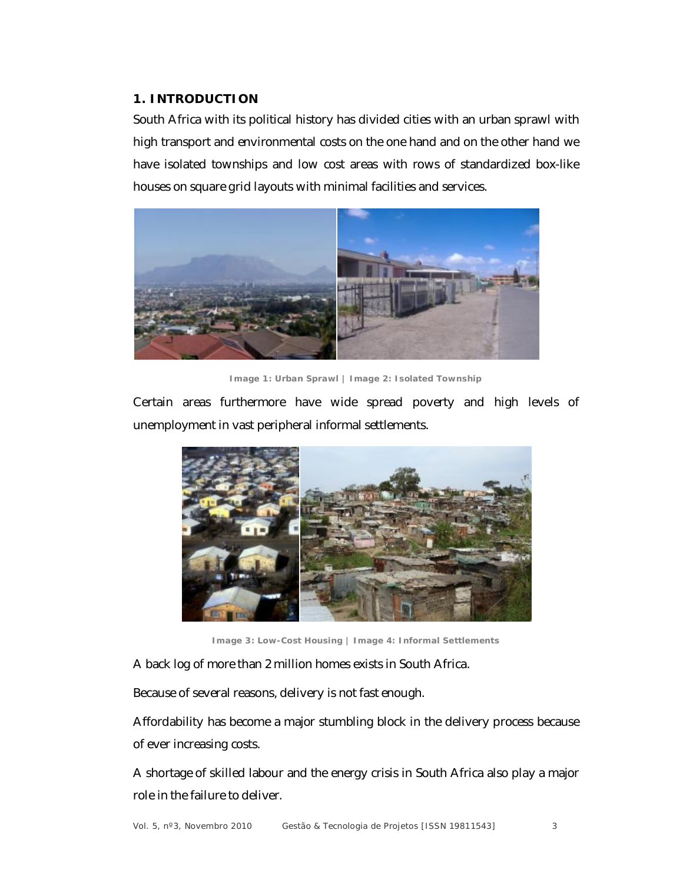## 1. INTRODUCTION

South Africa with its political history has divided cities with an urban sprawl with high transport and environmental costs on the one hand and on the other hand we have isolated townships and low cost areas with rows of standardized box-like houses on square grid layouts with minimal facilities and services.

Image 1: Urban Sprawl | Image 2: Isolated Township

Certain areas furthermore have wide spread poverty and high levels of unemployment in vast peripheral informal settlements.

Image 3: Low-Cost Housing | Image 4: Informal Settlements

A back log of more than 2 million homes exists in South Africa.

Because of several reasons, delivery is not fast enough.

Affordability has become a major stumbling block in the delivery process because of ever increasing costs.

A shortage of skilled labour and the energy crisis in South Africa also play a major role in the failure to deliver.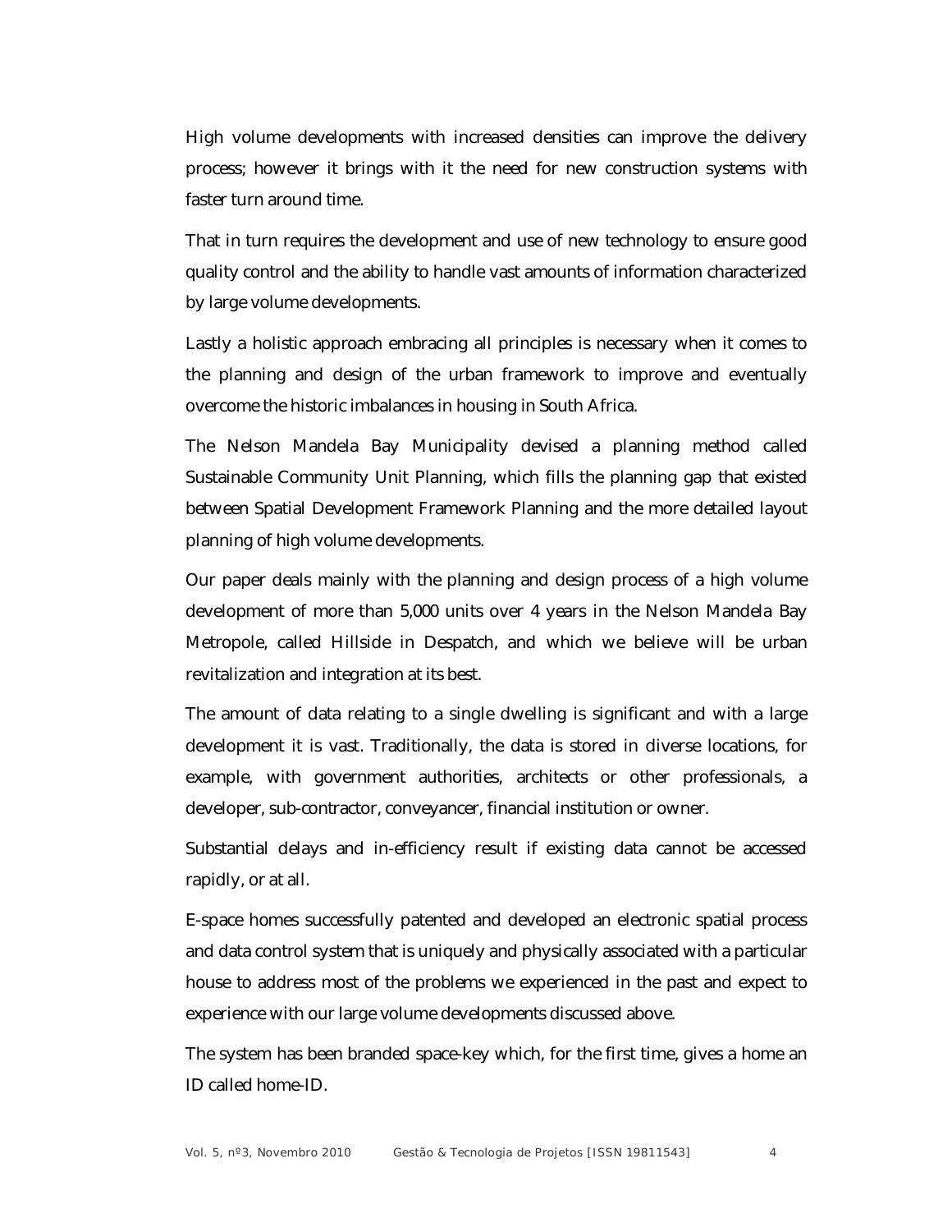High volume developments with increased densities can improve the delivery process; however it brings with it the need for new construction systems with faster turn around time.

That in turn requires the development and use of new technology to ensure good quality control and the ability to handle vast amounts of information characterized by large volume developments.

Lastly a holistic approach embracing all principles is necessary when it comes to the planning and design of the urban framework to improve and eventually overcome the historic imbalances in housing in South Africa.

The Nelson Mandela Bay Municipality devised a planning method called Sustainable Community Unit Planning, which fills the planning gap that existed between Spatial Development Framework Planning and the more detailed layout planning of high volume developments.

Our paper deals mainly with the planning and design process of a high volume development of more than 5,000 units over 4 years in the Nelson Mandela Bay Metropole, called Hillside in Despatch, and which we believe will be urban revitalization and integration at its best.

The amount of data relating to a single dwelling is significant and with a large development it is vast. Traditionally, the data is stored in diverse locations, for example, with government authorities, architects or other professionals, a developer, sub-contractor, conveyancer, financial institution or owner.

Substantial delays and in-efficiency result if existing data cannot be accessed rapidly, or at all.

E-space homes successfully patented and developed an electronic spatial process and data control system that is uniquely and physically associated with a particular house to address most of the problems we experienced in the past and expect to experience with our large volume developments discussed above.

The system has been branded space-key which, for the first time, gives a home an ID called home-ID.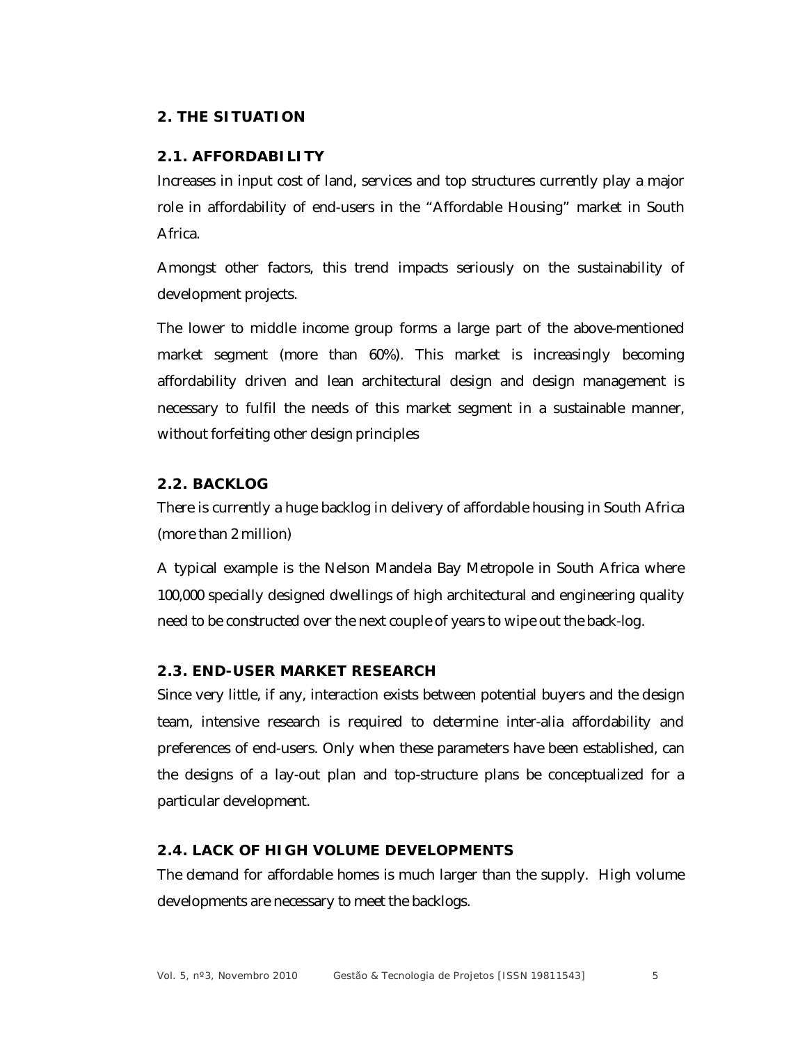## 2. THE SITUATION

### 2.1. AFFORDABILITY

Increases in input cost of land, services and top structures currently play a major role in affordability of end-users in the "Affordable Housing" market in South Africa.

Amongst other factors, this trend impacts seriously on the sustainability of development projects.

The lower to middle income group forms a large part of the above-mentioned market segment (more than 60%). This market is increasingly becoming affordability driven and lean architectural design and design management is necessary to fulfil the needs of this market segment in a sustainable manner, without forfeiting other design principles

### 2.2. BACKLOG

There is currently a huge backlog in delivery of affordable housing in South Africa (more than 2 million)

A typical example is the Nelson Mandela Bay Metropole in South Africa where 100,000 specially designed dwellings of high architectural and engineering quality need to be constructed over the next couple of years to wipe out the back-log.

### 2.3. END-USER MARKET RESEARCH

Since very little, if any, interaction exists between potential buyers and the design team, intensive research is required to determine inter-alia affordability and preferences of end-users. Only when these parameters have been established, can the designs of a lay-out plan and top-structure plans be conceptualized for a particular development.

### 2.4. LACK OF HIGH VOLUME DEVELOPMENTS

The demand for affordable homes is much larger than the supply. High volume developments are necessary to meet the backlogs.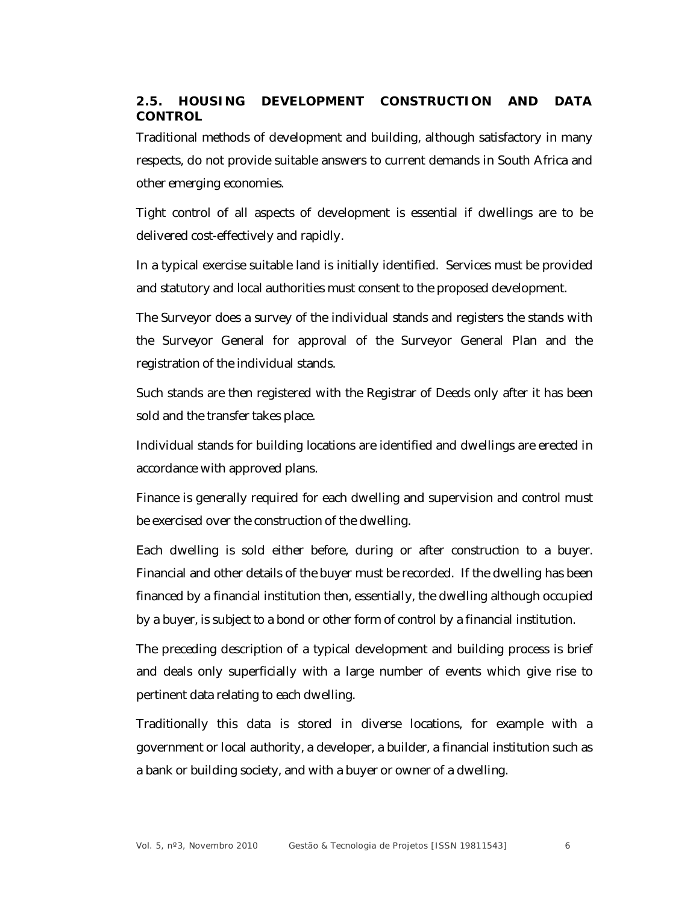## 2.5. HOUSING DEVELOPMENT CONSTRUCTION AND DATA CONTROL

Traditional methods of development and building, although satisfactory in many respects, do not provide suitable answers to current demands in South Africa and other emerging economies.

Tight control of all aspects of development is essential if dwellings are to be delivered cost-effectively and rapidly.

In a typical exercise suitable land is initially identified. Services must be provided and statutory and local authorities must consent to the proposed development.

The Surveyor does a survey of the individual stands and registers the stands with the Surveyor General for approval of the Surveyor General Plan and the registration of the individual stands.

Such stands are then registered with the Registrar of Deeds only after it has been sold and the transfer takes place.

Individual stands for building locations are identified and dwellings are erected in accordance with approved plans.

Finance is generally required for each dwelling and supervision and control must be exercised over the construction of the dwelling.

Each dwelling is sold either before, during or after construction to a buyer. Financial and other details of the buyer must be recorded. If the dwelling has been financed by a financial institution then, essentially, the dwelling although occupied by a buyer, is subject to a bond or other form of control by a financial institution.

The preceding description of a typical development and building process is brief and deals only superficially with a large number of events which give rise to pertinent data relating to each dwelling.

Traditionally this data is stored in diverse locations, for example with a government or local authority, a developer, a builder, a financial institution such as a bank or building society, and with a buyer or owner of a dwelling.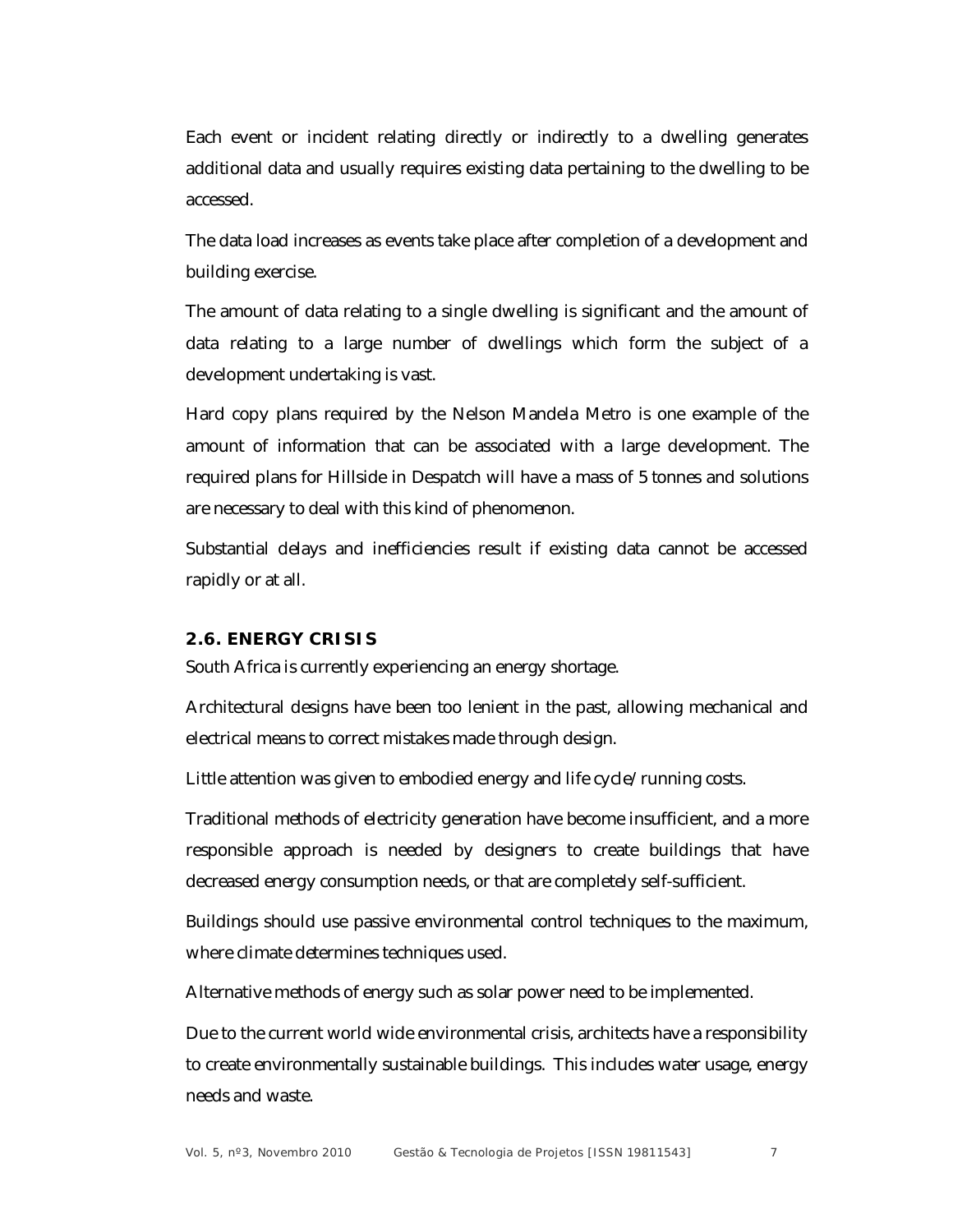Each event or incident relating directly or indirectly to a dwelling generates additional data and usually requires existing data pertaining to the dwelling to be accessed.

The data load increases as events take place after completion of a development and building exercise.

The amount of data relating to a single dwelling is significant and the amount of data relating to a large number of dwellings which form the subject of a development undertaking is vast.

Hard copy plans required by the Nelson Mandela Metro is one example of the amount of information that can be associated with a large development. The required plans for Hillside in Despatch will have a mass of 5 tonnes and solutions are necessary to deal with this kind of phenomenon.

Substantial delays and inefficiencies result if existing data cannot be accessed rapidly or at all.

## 2.6. ENERGY CRISIS

South Africa is currently experiencing an energy shortage.

Architectural designs have been too lenient in the past, allowing mechanical and electrical means to correct mistakes made through design.

Little attention was given to embodied energy and life cycle/running costs.

Traditional methods of electricity generation have become insufficient, and a more responsible approach is needed by designers to create buildings that have decreased energy consumption needs, or that are completely self-sufficient.

Buildings should use passive environmental control techniques to the maximum, where climate determines techniques used.

Alternative methods of energy such as solar power need to be implemented.

Due to the current world wide environmental crisis, architects have a responsibility to create environmentally sustainable buildings. This includes water usage, energy needs and waste.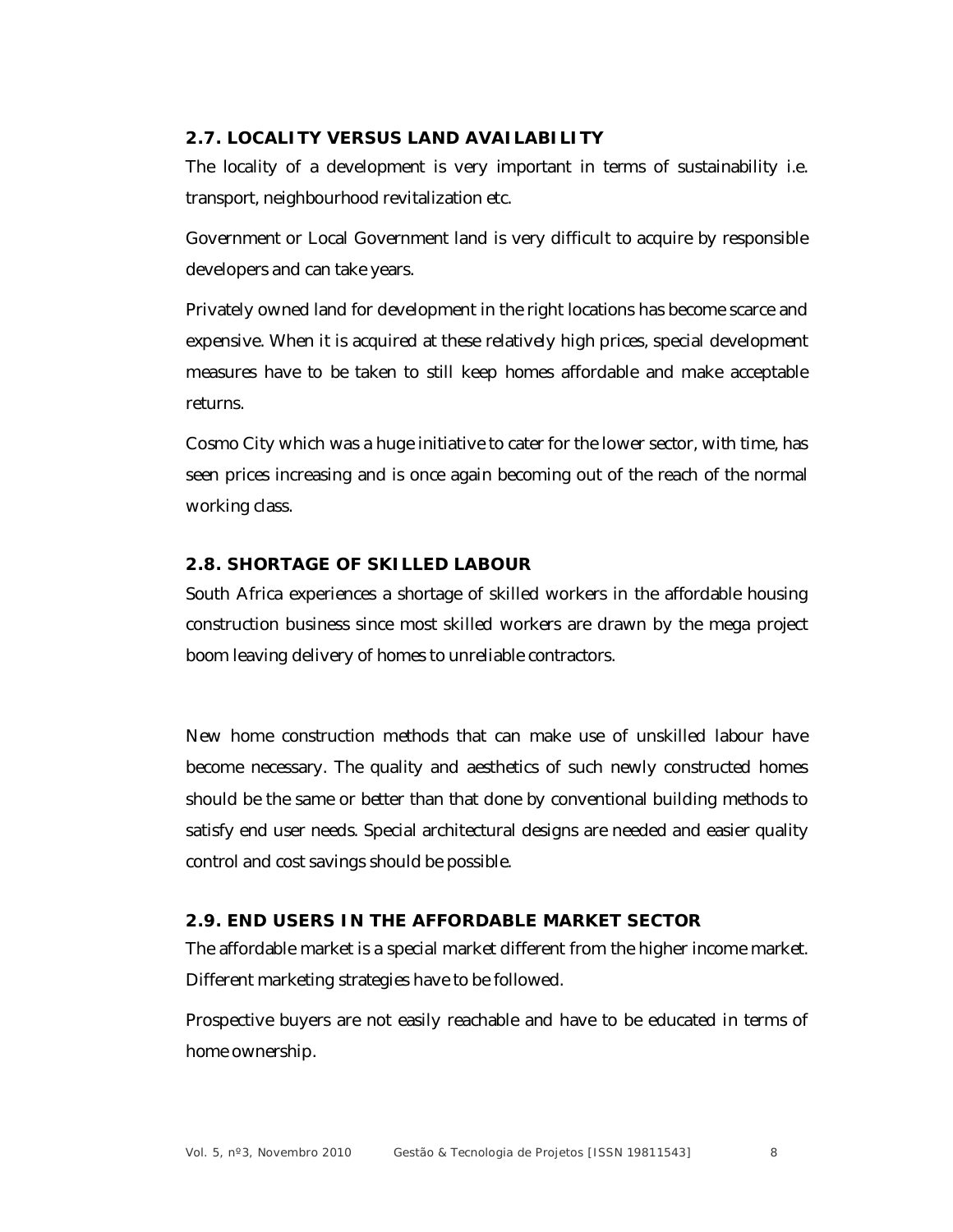### 2.7. LOCALITY VERSUS LAND AVAILABILITY

The locality of a development is very important in terms of sustainability i.e. transport, neighbourhood revitalization etc.

Government or Local Government land is very difficult to acquire by responsible developers and can take years.

Privately owned land for development in the right locations has become scarce and expensive. When it is acquired at these relatively high prices, special development measures have to be taken to still keep homes affordable and make acceptable returns.

Cosmo City which was a huge initiative to cater for the lower sector, with time, has seen prices increasing and is once again becoming out of the reach of the normal working class.

### 2.8. SHORTAGE OF SKILLED LABOUR

South Africa experiences a shortage of skilled workers in the affordable housing construction business since most skilled workers are drawn by the mega project boom leaving delivery of homes to unreliable contractors.

New home construction methods that can make use of unskilled labour have become necessary. The quality and aesthetics of such newly constructed homes should be the same or better than that done by conventional building methods to satisfy end user needs. Special architectural designs are needed and easier quality control and cost savings should be possible.

### 2.9. END USERS IN THE AFFORDABLE MARKET SECTOR

The affordable market is a special market different from the higher income market. Different marketing strategies have to be followed.

Prospective buyers are not easily reachable and have to be educated in terms of home ownership.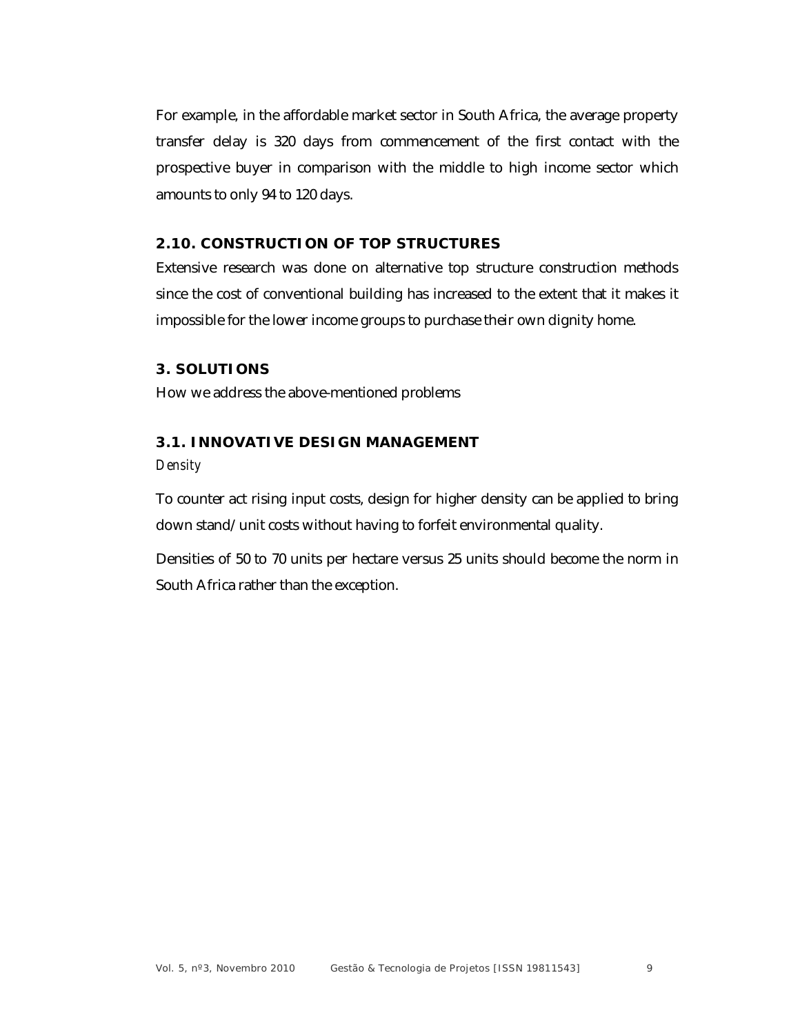For example, in the affordable market sector in South Africa, the average property transfer delay is 320 days from commencement of the first contact with the prospective buyer in comparison with the middle to high income sector which amounts to only 94 to 120 days.

### 2.10. CONSTRUCTION OF TOP STRUCTURES

Extensive research was done on alternative top structure construction methods since the cost of conventional building has increased to the extent that it makes it impossible for the lower income groups to purchase their own dignity home.

## 3. SOLUTIONS

How we address the above-mentioned problems

### 3.1. INNOVATIVE DESIGN MANAGEMENT

*Density*

To counter act rising input costs, design for higher density can be applied to bring down stand/unit costs without having to forfeit environmental quality.

Densities of 50 to 70 units per hectare versus 25 units should become the norm in South Africa rather than the exception.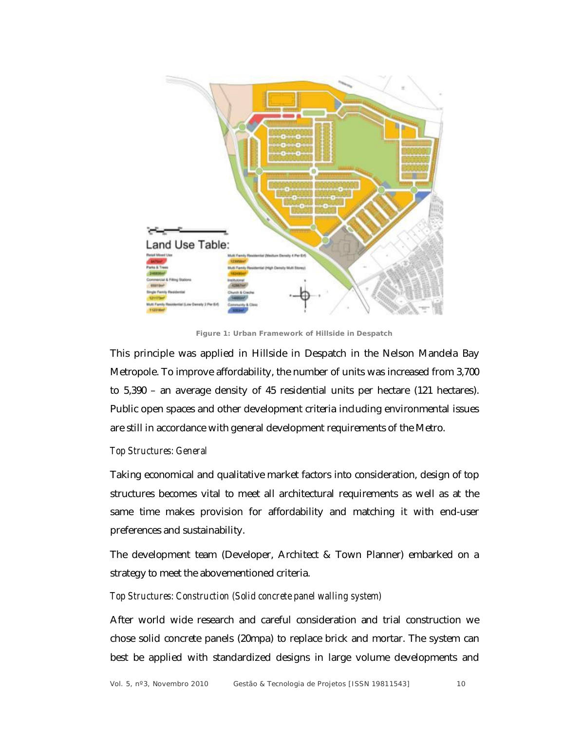Figure 1: Urban Framework of Hillside in Despatch

This principle was applied in Hillside in Despatch in the Nelson Mandela Bay Metropole. To improve affordability, the number of units was increased from 3,700 to 5,390 – an average density of 45 residential units per hectare (121 hectares). Public open spaces and other development criteria including environmental issues are still in accordance with general development requirements of the Metro.

*Top Structures: General*

Taking economical and qualitative market factors into consideration, design of top structures becomes vital to meet all architectural requirements as well as at the same time makes provision for affordability and matching it with end-user preferences and sustainability.

The development team (Developer, Architect & Town Planner) embarked on a strategy to meet the abovementioned criteria.

*Top Structures: Construction (Solid concrete panel walling system)*

After world wide research and careful consideration and trial construction we chose solid concrete panels (20mpa) to replace brick and mortar. The system can best be applied with standardized designs in large volume developments and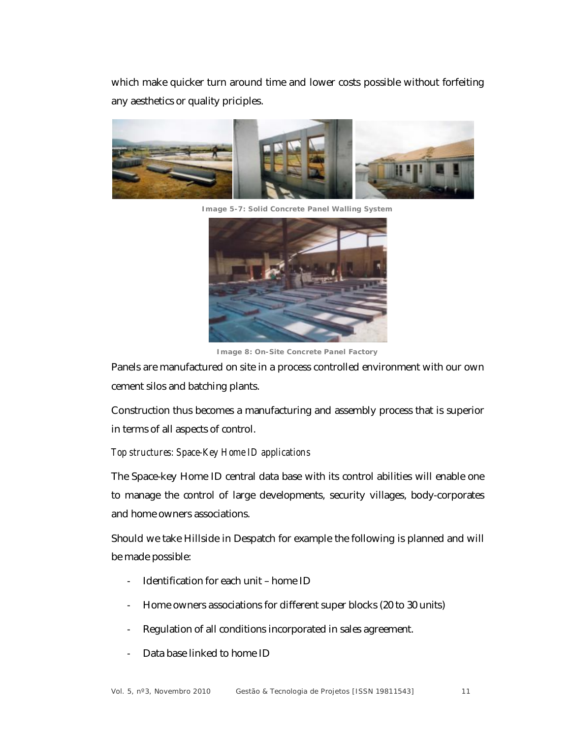which make quicker turn around time and lower costs possible without forfeiting any aesthetics or quality priciples.

**Image 5-7: Solid Concrete Panel Walling System**

**Image 8: On-Site Concrete Panel Factory**

Panels are manufactured on site in a process controlled environment with our own cement silos and batching plants.

Construction thus becomes a manufacturing and assembly process that is superior in terms of all aspects of control.

*Top structures: Space-Key Home ID applications*

The Space-key Home ID central data base with its control abilities will enable one to manage the control of large developments, security villages, body-corporates and home owners associations.

Should we take Hillside in Despatch for example the following is planned and will be made possible:

- Identification for each unit – home ID
- Home owners associations for different super blocks (20 to 30 units)
- Regulation of all conditions incorporated in sales agreement.
- Data base linked to home ID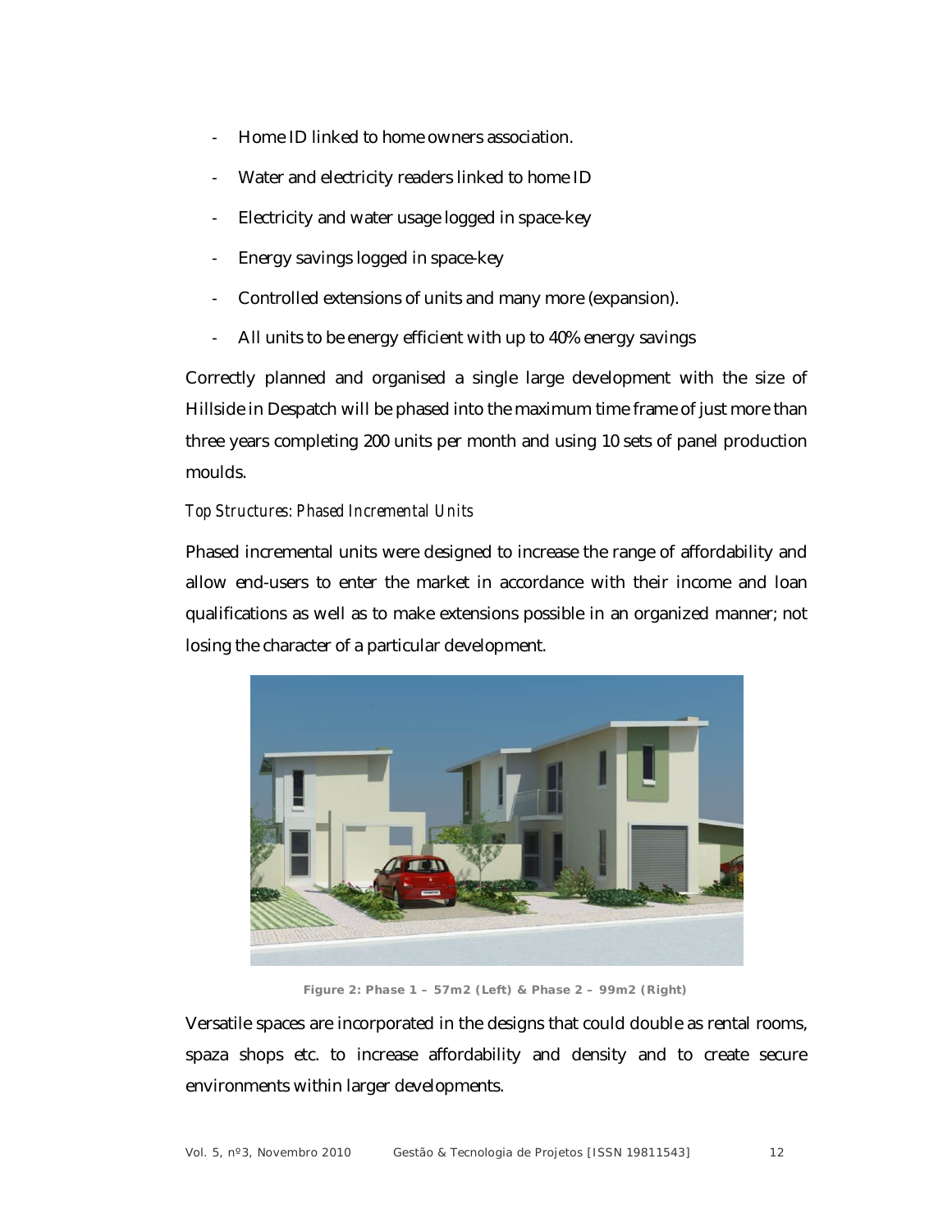- Home ID linked to home owners association.
- Water and electricity readers linked to home ID
- Electricity and water usage logged in space-key
- Energy savings logged in space-key
- Controlled extensions of units and many more (expansion).
- All units to be energy efficient with up to 40% energy savings

Correctly planned and organised a single large development with the size of Hillside in Despatch will be phased into the maximum time frame of just more than three years completing 200 units per month and using 10 sets of panel production moulds.

*Top Structures: Phased Incremental Units*

Phased incremental units were designed to increase the range of affordability and allow end-users to enter the market in accordance with their income and loan qualifications as well as to make extensions possible in an organized manner; not losing the character of a particular development.

**Figure 2: Phase 1 – 57m2 (Left) & Phase 2 – 99m2 (Right)**

Versatile spaces are incorporated in the designs that could double as rental rooms, spaza shops etc. to increase affordability and density and to create secure environments within larger developments.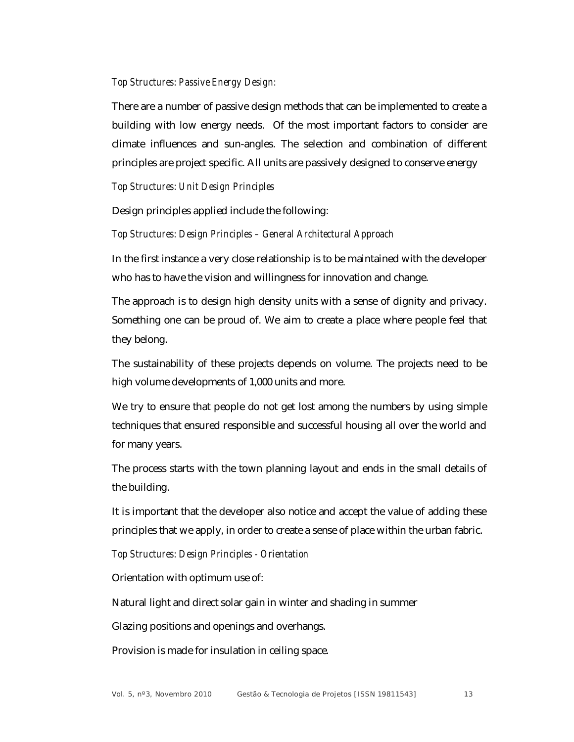*Top Structures: Passive Energy Design:*

There are a number of passive design methods that can be implemented to create a building with low energy needs. Of the most important factors to consider are climate influences and sun-angles. The selection and combination of different principles are project specific. All units are passively designed to conserve energy

*Top Structures: Unit Design Principles*

Design principles applied include the following:

*Top Structures: Design Principles – General Architectural Approach*

In the first instance a very close relationship is to be maintained with the developer who has to have the vision and willingness for innovation and change.

The approach is to design high density units with a sense of dignity and privacy. Something one can be proud of. We aim to create a place where people feel that they belong.

The sustainability of these projects depends on volume. The projects need to be high volume developments of 1,000 units and more.

We try to ensure that people do not get lost among the numbers by using simple techniques that ensured responsible and successful housing all over the world and for many years.

The process starts with the town planning layout and ends in the small details of the building.

It is important that the developer also notice and accept the value of adding these principles that we apply, in order to create a sense of place within the urban fabric.

*Top Structures: Design Principles - Orientation*

Orientation with optimum use of:

Natural light and direct solar gain in winter and shading in summer

Glazing positions and openings and overhangs.

Provision is made for insulation in ceiling space.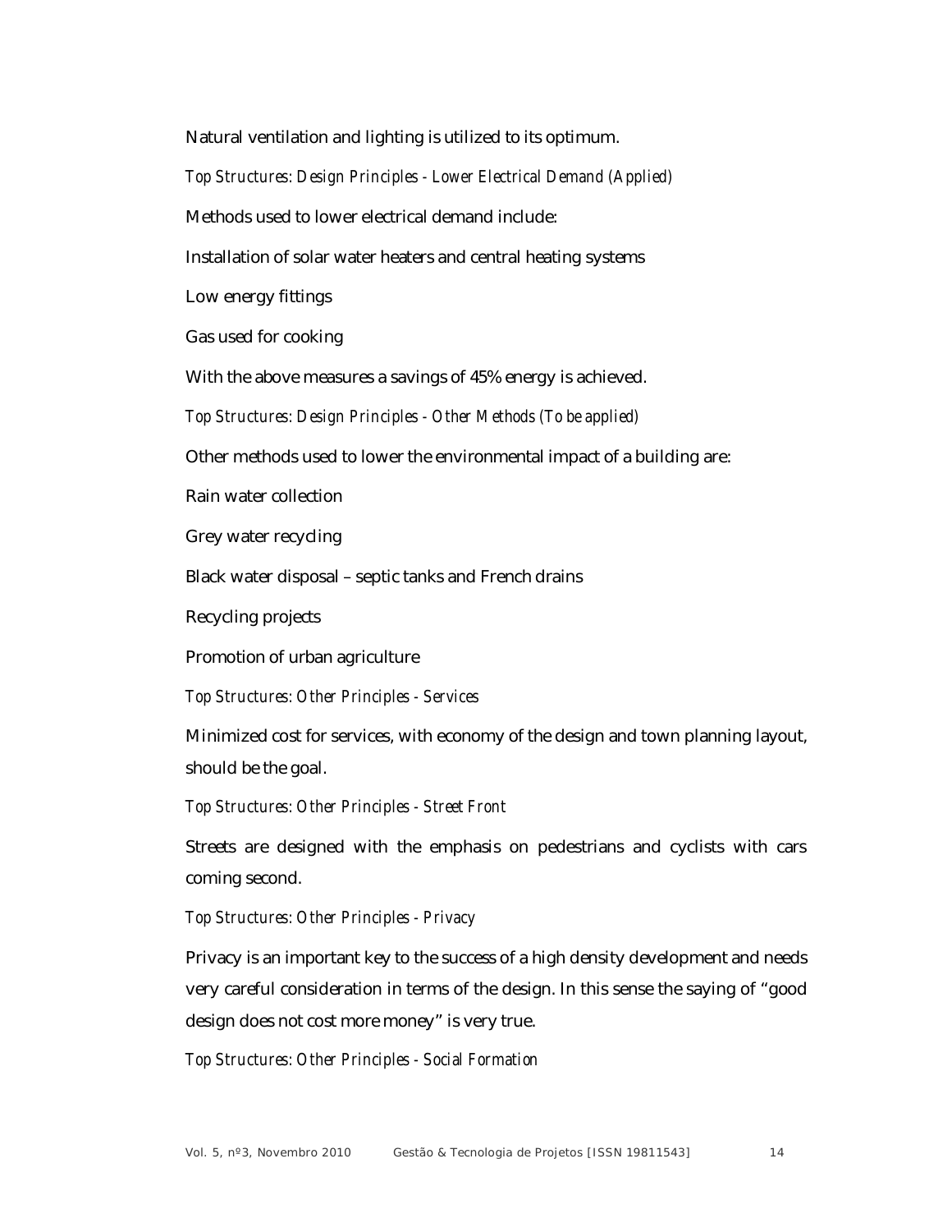Natural ventilation and lighting is utilized to its optimum.

*Top Structures: Design Principles - Lower Electrical Demand (Applied)*

Methods used to lower electrical demand include:

Installation of solar water heaters and central heating systems

Low energy fittings

Gas used for cooking

With the above measures a savings of 45% energy is achieved.

*Top Structures: Design Principles - Other Methods (To be applied)*

Other methods used to lower the environmental impact of a building are:

Rain water collection

Grey water recycling

Black water disposal – septic tanks and French drains

Recycling projects

Promotion of urban agriculture

*Top Structures: Other Principles - Services*

Minimized cost for services, with economy of the design and town planning layout, should be the goal.

*Top Structures: Other Principles - Street Front*

Streets are designed with the emphasis on pedestrians and cyclists with cars coming second.

*Top Structures: Other Principles - Privacy*

Privacy is an important key to the success of a high density development and needs very careful consideration in terms of the design. In this sense the saying of "good design does not cost more money" is very true.

*Top Structures: Other Principles - Social Formation*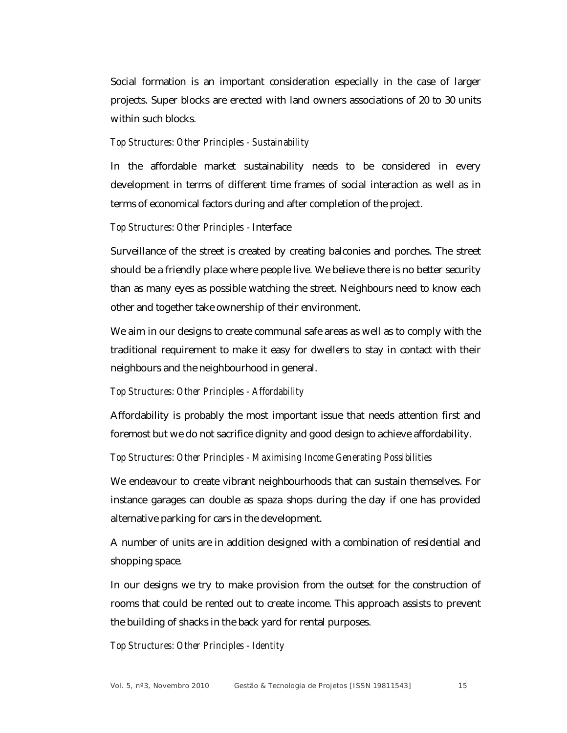Social formation is an important consideration especially in the case of larger projects. Super blocks are erected with land owners associations of 20 to 30 units within such blocks.

*Top Structures: Other Principles - Sustainability*

In the affordable market sustainability needs to be considered in every development in terms of different time frames of social interaction as well as in terms of economical factors during and after completion of the project.

*Top Structures: Other Principles* - Interface

Surveillance of the street is created by creating balconies and porches. The street should be a friendly place where people live. We believe there is no better security than as many eyes as possible watching the street. Neighbours need to know each other and together take ownership of their environment.

We aim in our designs to create communal safe areas as well as to comply with the traditional requirement to make it easy for dwellers to stay in contact with their neighbours and the neighbourhood in general.

*Top Structures: Other Principles - Affordability*

Affordability is probably the most important issue that needs attention first and foremost but we do not sacrifice dignity and good design to achieve affordability.

*Top Structures: Other Principles - Maximising Income Generating Possibilities*

We endeavour to create vibrant neighbourhoods that can sustain themselves. For instance garages can double as spaza shops during the day if one has provided alternative parking for cars in the development.

A number of units are in addition designed with a combination of residential and shopping space.

In our designs we try to make provision from the outset for the construction of rooms that could be rented out to create income. This approach assists to prevent the building of shacks in the back yard for rental purposes.

*Top Structures: Other Principles - Identity*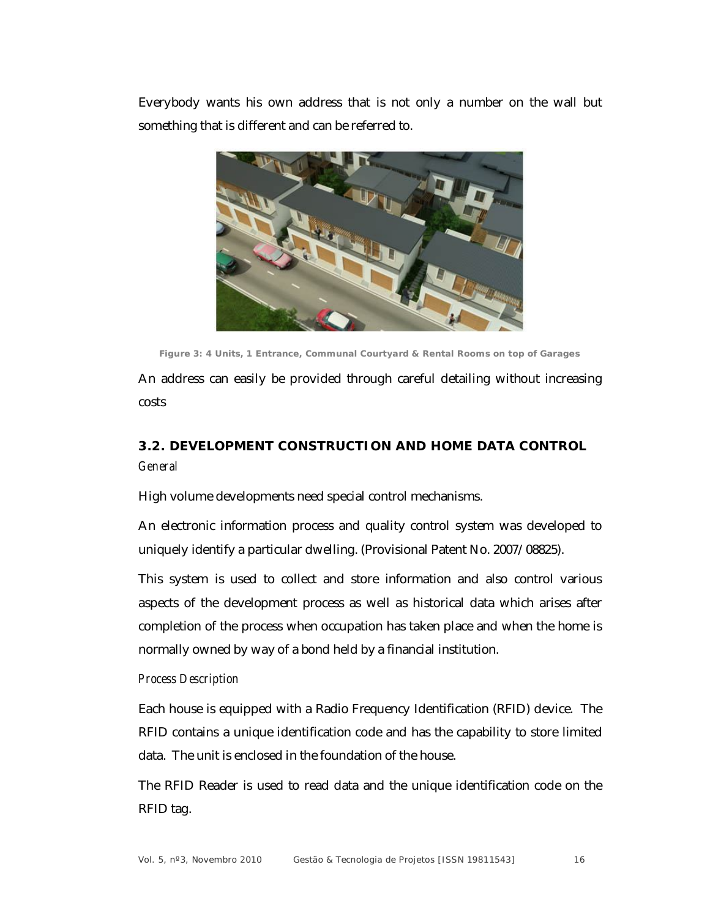Everybody wants his own address that is not only a number on the wall but something that is different and can be referred to.

**Figure 3: 4 Units, 1 Entrance, Communal Courtyard & Rental Rooms on top of Garages**

An address can easily be provided through careful detailing without increasing costs

## 3.2. DEVELOPMENT CONSTRUCTION AND HOME DATA CONTROL

*General*

High volume developments need special control mechanisms.

An electronic information process and quality control system was developed to uniquely identify a particular dwelling. (Provisional Patent No. 2007/08825).

This system is used to collect and store information and also control various aspects of the development process as well as historical data which arises after completion of the process when occupation has taken place and when the home is normally owned by way of a bond held by a financial institution.

*Process Description*

Each house is equipped with a Radio Frequency Identification (RFID) device. The RFID contains a unique identification code and has the capability to store limited data. The unit is enclosed in the foundation of the house.

The RFID Reader is used to read data and the unique identification code on the RFID tag.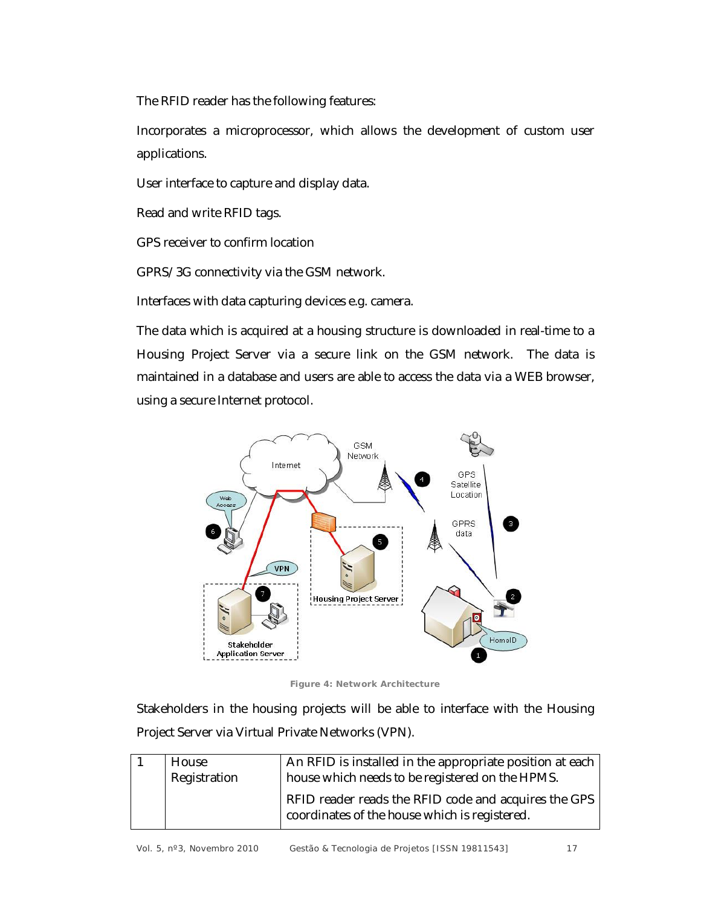The RFID reader has the following features:

Incorporates a microprocessor, which allows the development of custom user applications.

User interface to capture and display data.

Read and write RFID tags.

GPS receiver to confirm location

GPRS/3G connectivity via the GSM network.

Interfaces with data capturing devices e.g. camera.

The data which is acquired at a housing structure is downloaded in real-time to a Housing Project Server via a secure link on the GSM network. The data is maintained in a database and users are able to access the data via a WEB browser, using a secure Internet protocol.

**Figure 4: Network Architecture**

Stakeholders in the housing projects will be able to interface with the Housing Project Server via Virtual Private Networks (VPN).

| 1 | House Registration | An RFID is installed in the appropriate position at each house which needs to be registered on the HPMS.<br><br>RFID reader reads the RFID code and acquires the GPS coordinates of the house which is registered. |
|---|---|---|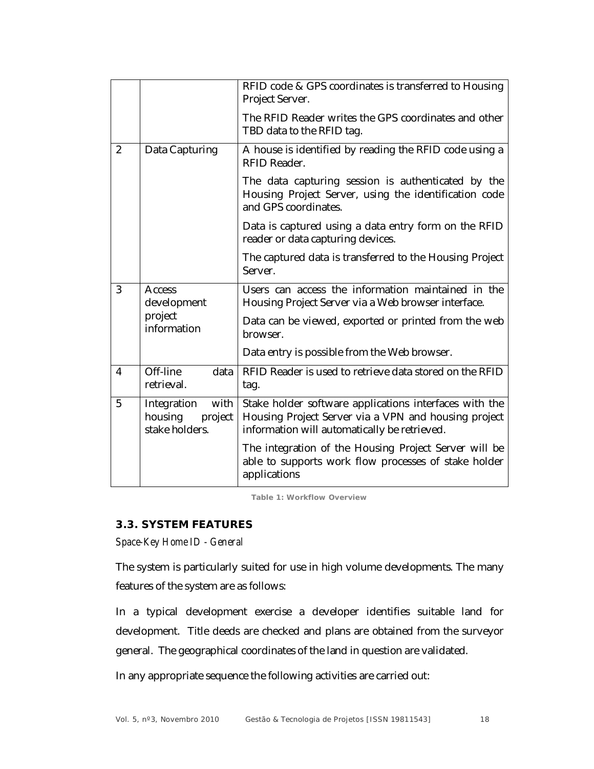| | | |
|---|---|---|
| | | RFID code & GPS coordinates is transferred to Housing Project Server.<br><br>The RFID Reader writes the GPS coordinates and other TBD data to the RFID tag. |
| 2 | Data Capturing | A house is identified by reading the RFID code using a RFID Reader.<br><br>The data capturing session is authenticated by the Housing Project Server, using the identification code and GPS coordinates.<br><br>Data is captured using a data entry form on the RFID reader or data capturing devices.<br><br>The captured data is transferred to the Housing Project Server. |
| 3 | Access development project information | Users can access the information maintained in the Housing Project Server via a Web browser interface.<br><br>Data can be viewed, exported or printed from the web browser.<br><br>Data entry is possible from the Web browser. |
| 4 | Off-line data retrieval. | RFID Reader is used to retrieve data stored on the RFID tag. |
| 5 | Integration with housing project stake holders. | Stake holder software applications interfaces with the Housing Project Server via a VPN and housing project information will automatically be retrieved.<br><br>The integration of the Housing Project Server will be able to supports work flow processes of stake holder applications |

**Table 1: Workflow Overview**

### 3.3. SYSTEM FEATURES

*Space-Key Home ID - General*

The system is particularly suited for use in high volume developments. The many features of the system are as follows:

In a typical development exercise a developer identifies suitable land for development. Title deeds are checked and plans are obtained from the surveyor general. The geographical coordinates of the land in question are validated.

In any appropriate sequence the following activities are carried out: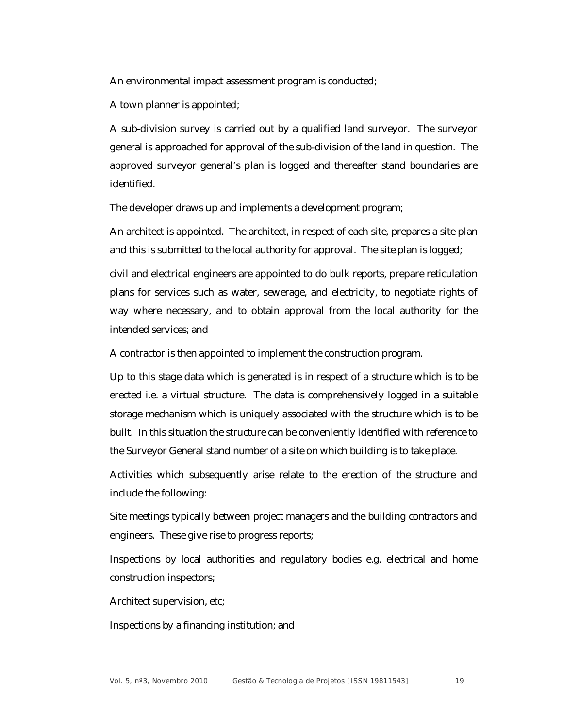An environmental impact assessment program is conducted;

A town planner is appointed;

A sub-division survey is carried out by a qualified land surveyor. The surveyor general is approached for approval of the sub-division of the land in question. The approved surveyor general's plan is logged and thereafter stand boundaries are identified.

The developer draws up and implements a development program;

An architect is appointed. The architect, in respect of each site, prepares a site plan and this is submitted to the local authority for approval. The site plan is logged;

civil and electrical engineers are appointed to do bulk reports, prepare reticulation plans for services such as water, sewerage, and electricity, to negotiate rights of way where necessary, and to obtain approval from the local authority for the intended services; and

A contractor is then appointed to implement the construction program.

Up to this stage data which is generated is in respect of a structure which is to be erected i.e. a virtual structure. The data is comprehensively logged in a suitable storage mechanism which is uniquely associated with the structure which is to be built. In this situation the structure can be conveniently identified with reference to the Surveyor General stand number of a site on which building is to take place.

Activities which subsequently arise relate to the erection of the structure and include the following:

Site meetings typically between project managers and the building contractors and engineers. These give rise to progress reports;

Inspections by local authorities and regulatory bodies e.g. electrical and home construction inspectors;

Architect supervision, etc;

Inspections by a financing institution; and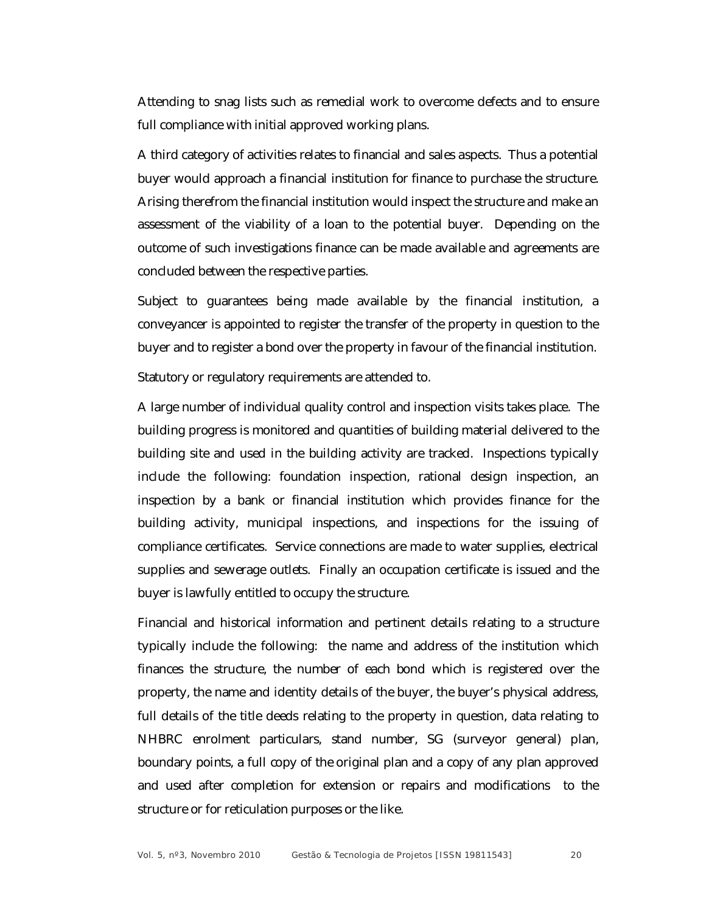Attending to snag lists such as remedial work to overcome defects and to ensure full compliance with initial approved working plans.

A third category of activities relates to financial and sales aspects. Thus a potential buyer would approach a financial institution for finance to purchase the structure. Arising therefrom the financial institution would inspect the structure and make an assessment of the viability of a loan to the potential buyer. Depending on the outcome of such investigations finance can be made available and agreements are concluded between the respective parties.

Subject to guarantees being made available by the financial institution, a conveyancer is appointed to register the transfer of the property in question to the buyer and to register a bond over the property in favour of the financial institution.

Statutory or regulatory requirements are attended to.

A large number of individual quality control and inspection visits takes place. The building progress is monitored and quantities of building material delivered to the building site and used in the building activity are tracked. Inspections typically include the following: foundation inspection, rational design inspection, an inspection by a bank or financial institution which provides finance for the building activity, municipal inspections, and inspections for the issuing of compliance certificates. Service connections are made to water supplies, electrical supplies and sewerage outlets. Finally an occupation certificate is issued and the buyer is lawfully entitled to occupy the structure.

Financial and historical information and pertinent details relating to a structure typically include the following: the name and address of the institution which finances the structure, the number of each bond which is registered over the property, the name and identity details of the buyer, the buyer's physical address, full details of the title deeds relating to the property in question, data relating to NHBRC enrolment particulars, stand number, SG (surveyor general) plan, boundary points, a full copy of the original plan and a copy of any plan approved and used after completion for extension or repairs and modifications to the structure or for reticulation purposes or the like.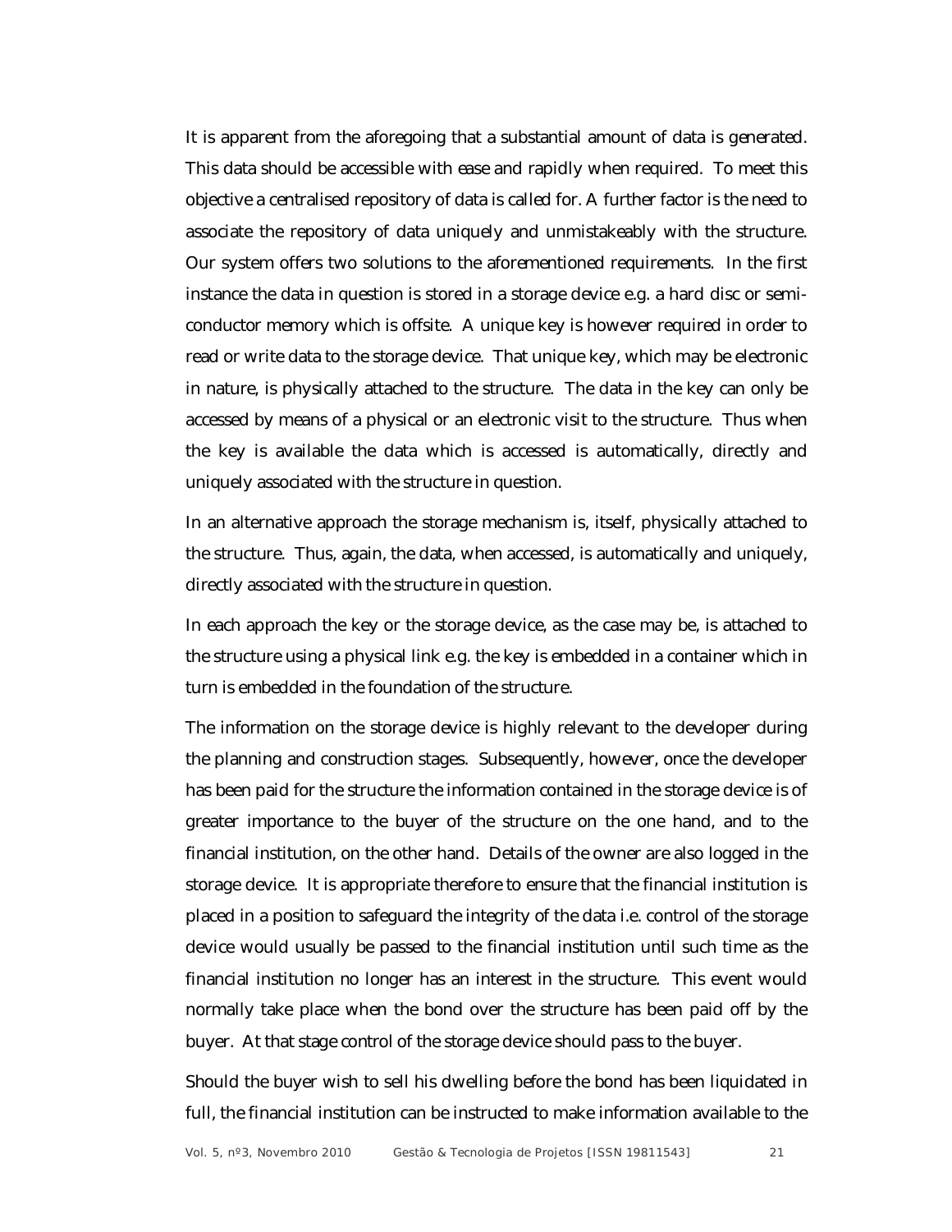It is apparent from the aforegoing that a substantial amount of data is generated. This data should be accessible with ease and rapidly when required. To meet this objective a centralised repository of data is called for. A further factor is the need to associate the repository of data uniquely and unmistakeably with the structure. Our system offers two solutions to the aforementioned requirements. In the first instance the data in question is stored in a storage device e.g. a hard disc or semi-conductor memory which is offsite. A unique key is however required in order to read or write data to the storage device. That unique key, which may be electronic in nature, is physically attached to the structure. The data in the key can only be accessed by means of a physical or an electronic visit to the structure. Thus when the key is available the data which is accessed is automatically, directly and uniquely associated with the structure in question.

In an alternative approach the storage mechanism is, itself, physically attached to the structure. Thus, again, the data, when accessed, is automatically and uniquely, directly associated with the structure in question.

In each approach the key or the storage device, as the case may be, is attached to the structure using a physical link e.g. the key is embedded in a container which in turn is embedded in the foundation of the structure.

The information on the storage device is highly relevant to the developer during the planning and construction stages. Subsequently, however, once the developer has been paid for the structure the information contained in the storage device is of greater importance to the buyer of the structure on the one hand, and to the financial institution, on the other hand. Details of the owner are also logged in the storage device. It is appropriate therefore to ensure that the financial institution is placed in a position to safeguard the integrity of the data i.e. control of the storage device would usually be passed to the financial institution until such time as the financial institution no longer has an interest in the structure. This event would normally take place when the bond over the structure has been paid off by the buyer. At that stage control of the storage device should pass to the buyer.

Should the buyer wish to sell his dwelling before the bond has been liquidated in full, the financial institution can be instructed to make information available to the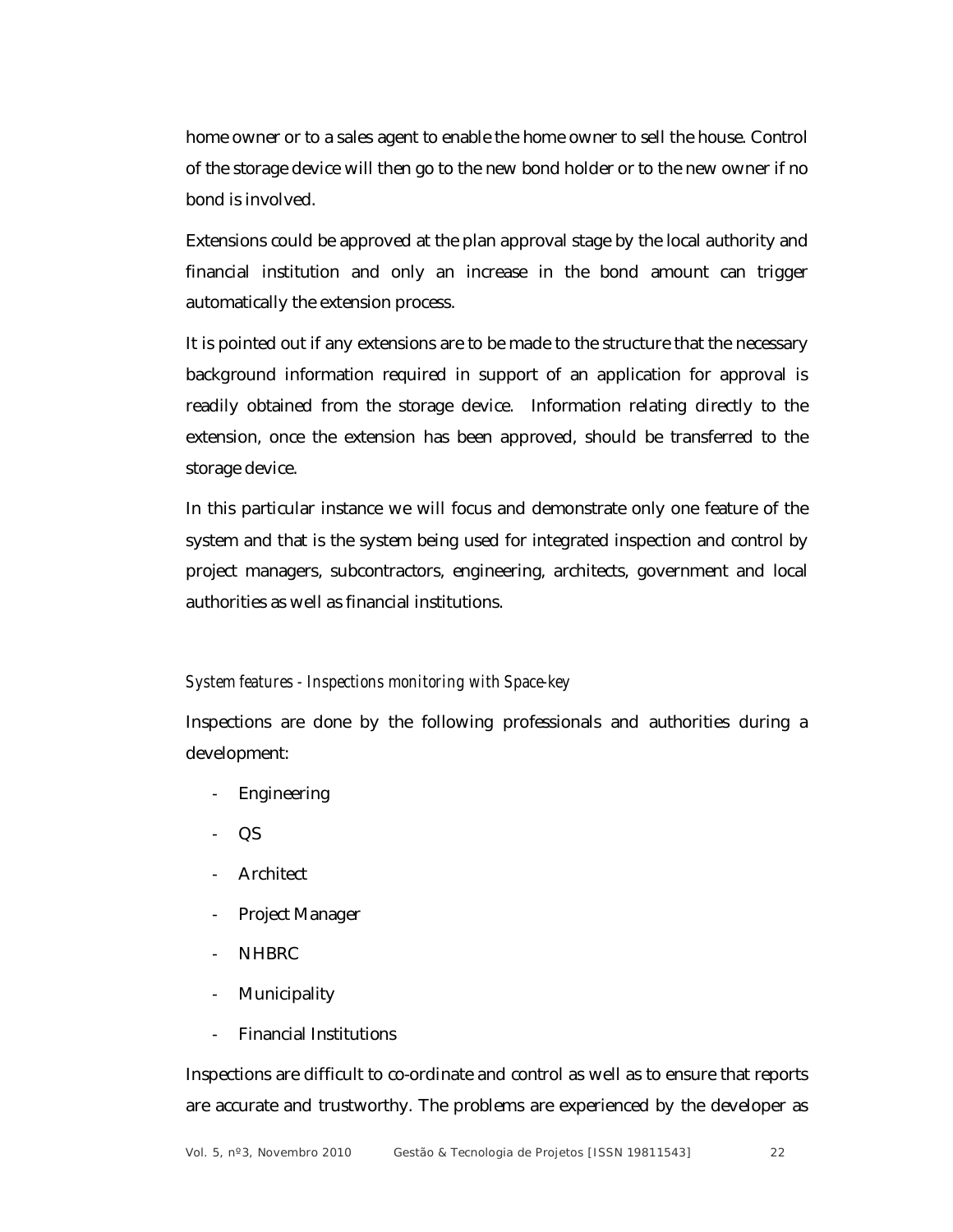home owner or to a sales agent to enable the home owner to sell the house. Control of the storage device will then go to the new bond holder or to the new owner if no bond is involved.

Extensions could be approved at the plan approval stage by the local authority and financial institution and only an increase in the bond amount can trigger automatically the extension process.

It is pointed out if any extensions are to be made to the structure that the necessary background information required in support of an application for approval is readily obtained from the storage device. Information relating directly to the extension, once the extension has been approved, should be transferred to the storage device.

In this particular instance we will focus and demonstrate only one feature of the system and that is the system being used for integrated inspection and control by project managers, subcontractors, engineering, architects, government and local authorities as well as financial institutions.

### *System features - Inspections monitoring with Space-key*

Inspections are done by the following professionals and authorities during a development:

- Engineering
- QS
- Architect
- Project Manager
- NHBRC
- Municipality
- Financial Institutions

Inspections are difficult to co-ordinate and control as well as to ensure that reports are accurate and trustworthy. The problems are experienced by the developer as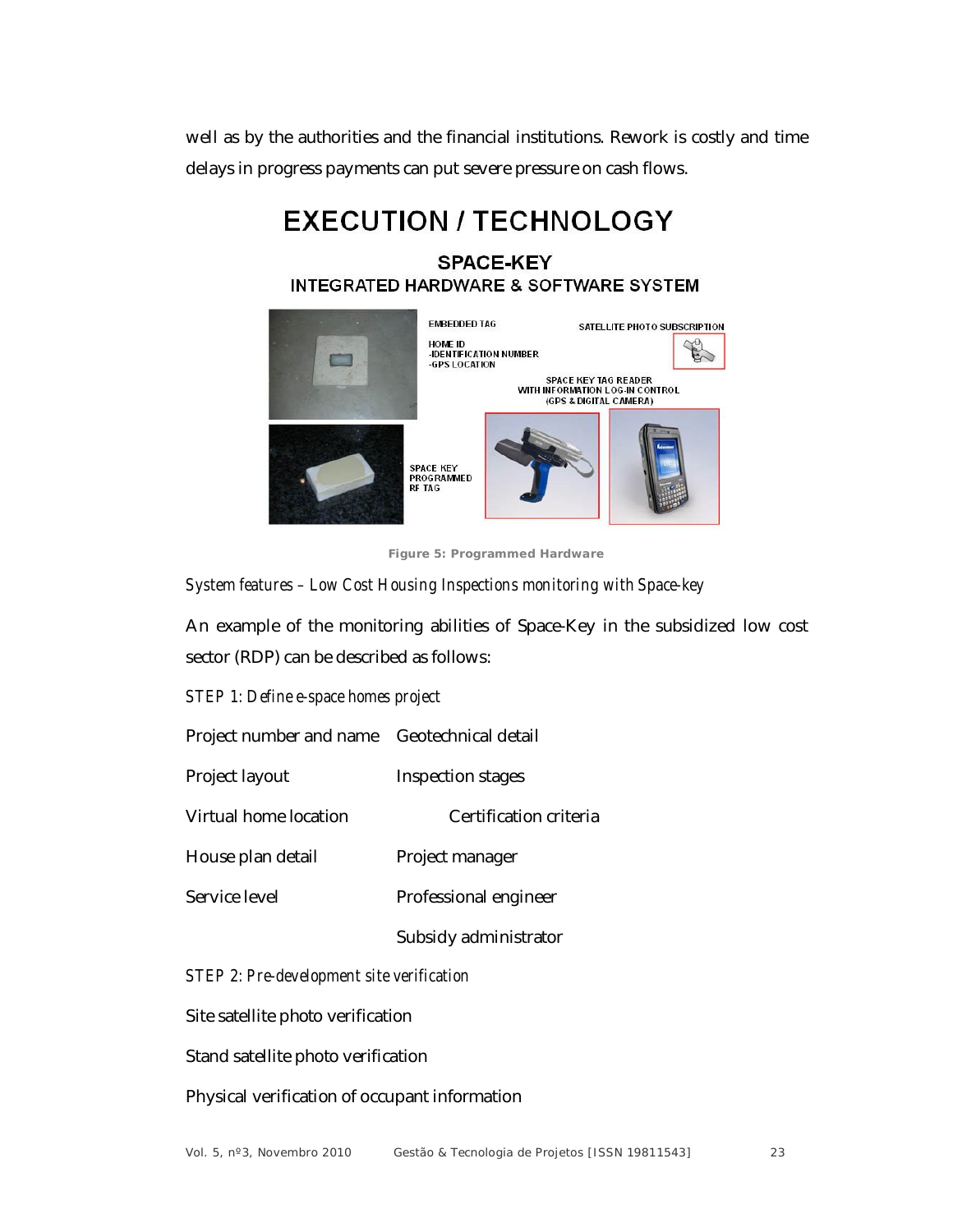well as by the authorities and the financial institutions. Rework is costly and time delays in progress payments can put severe pressure on cash flows.

# EXECUTION / TECHNOLOGY

## SPACE-KEY

### INTEGRATED HARDWARE & SOFTWARE SYSTEM

EMBEDDED TAG

HOME ID
-IDENTIFICATION NUMBER
-GPS LOCATION

SATELLITE PHOTO SUBSCRIPTION

SPACE KEY TAG READER
WITH INFORMATION LOG-IN CONTROL
(GPS & DIGITAL CAMERA)

SPACE KEY
PROGRAMMED
RF TAG

**Figure 5: Programmed Hardware**

*System features – Low Cost Housing Inspections monitoring with Space-key*

An example of the monitoring abilities of Space-Key in the subsidized low cost sector (RDP) can be described as follows:

*STEP 1: Define e-space homes project*

| | |
|---|---|
| Project number and name | Geotechnical detail |
| Project layout | Inspection stages |
| Virtual home location | Certification criteria |
| House plan detail | Project manager |
| Service level | Professional engineer |
| | Subsidy administrator |

*STEP 2: Pre-development site verification*

Site satellite photo verification

Stand satellite photo verification

Physical verification of occupant information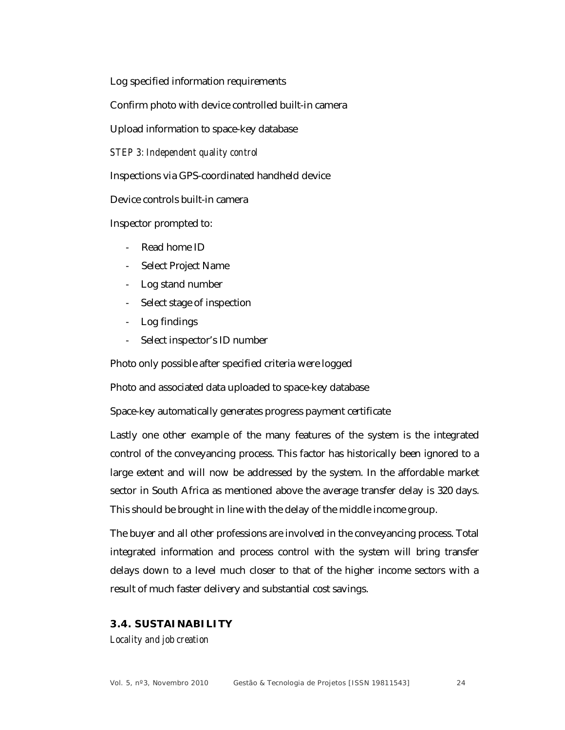Log specified information requirements

Confirm photo with device controlled built-in camera

Upload information to space-key database

*STEP 3: Independent quality control*

Inspections via GPS-coordinated handheld device

Device controls built-in camera

Inspector prompted to:

- Read home ID
- Select Project Name
- Log stand number
- Select stage of inspection
- Log findings
- Select inspector's ID number

Photo only possible after specified criteria were logged

Photo and associated data uploaded to space-key database

Space-key automatically generates progress payment certificate

Lastly one other example of the many features of the system is the integrated control of the conveyancing process. This factor has historically been ignored to a large extent and will now be addressed by the system. In the affordable market sector in South Africa as mentioned above the average transfer delay is 320 days. This should be brought in line with the delay of the middle income group.

The buyer and all other professions are involved in the conveyancing process. Total integrated information and process control with the system will bring transfer delays down to a level much closer to that of the higher income sectors with a result of much faster delivery and substantial cost savings.

## 3.4. SUSTAINABILITY

*Locality and job creation*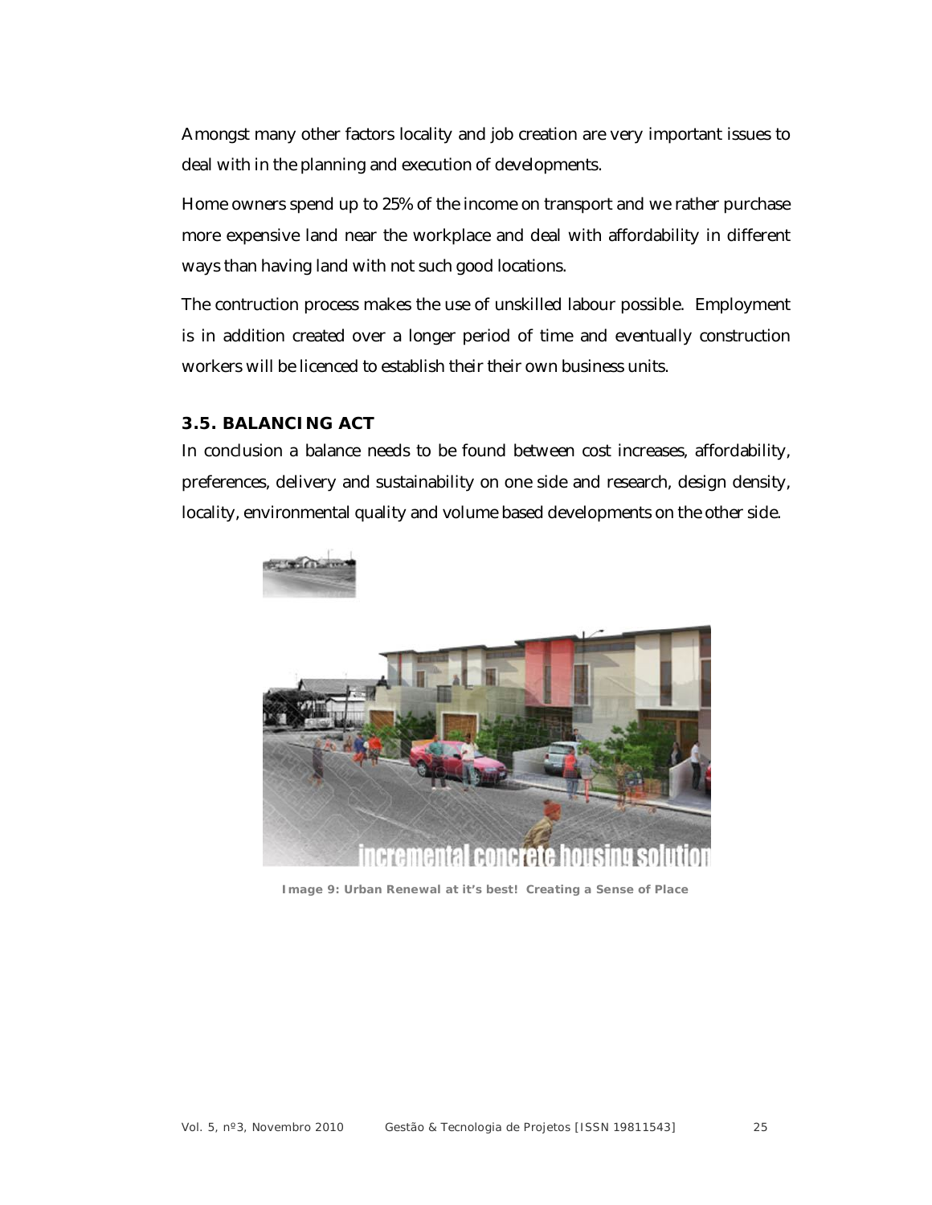Amongst many other factors locality and job creation are very important issues to deal with in the planning and execution of developments.

Home owners spend up to 25% of the income on transport and we rather purchase more expensive land near the workplace and deal with affordability in different ways than having land with not such good locations.

The contruction process makes the use of unskilled labour possible. Employment is in addition created over a longer period of time and eventually construction workers will be licenced to establish their their own business units.

### 3.5. BALANCING ACT

In conclusion a balance needs to be found between cost increases, affordability, preferences, delivery and sustainability on one side and research, design density, locality, environmental quality and volume based developments on the other side.

**Image 9: Urban Renewal at it's best! Creating a Sense of Place**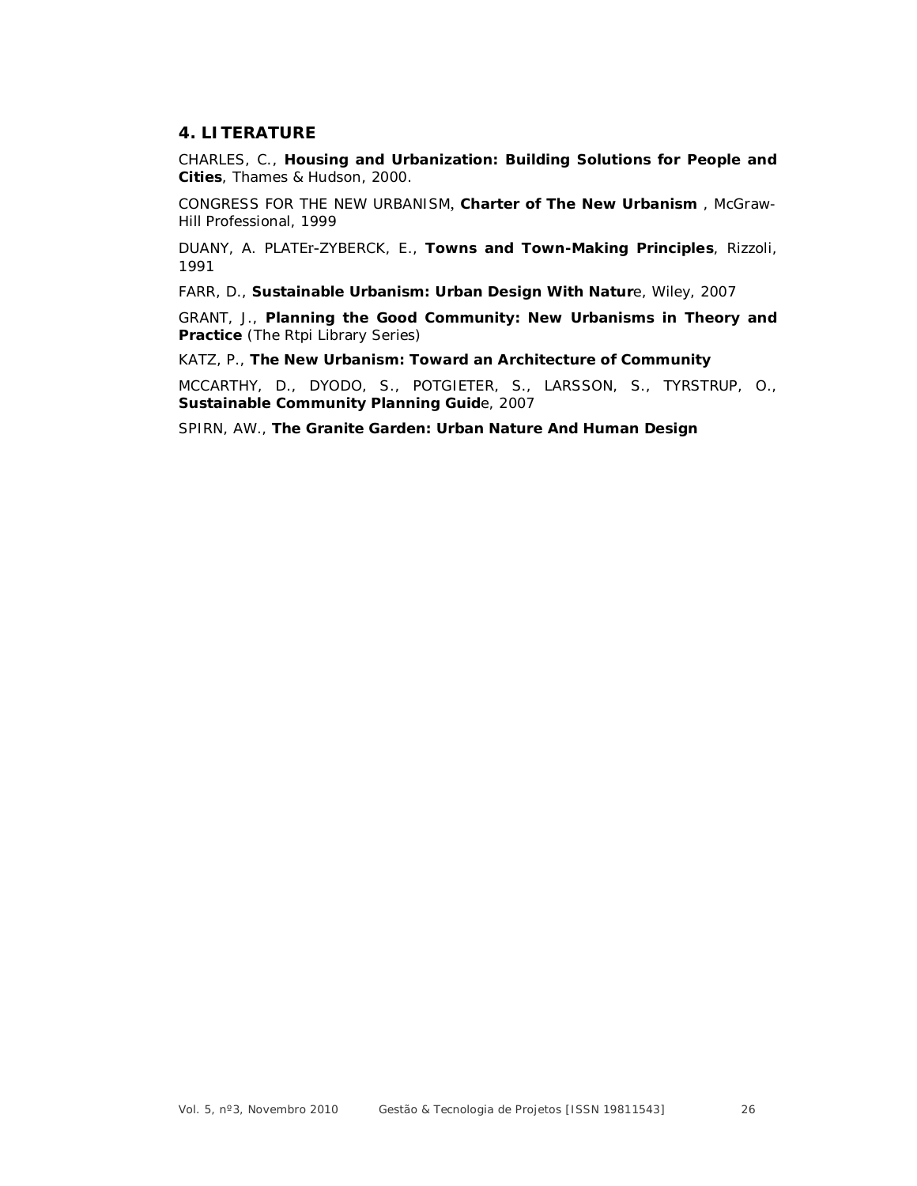## 4. LITERATURE

CHARLES, C., **Housing and Urbanization: Building Solutions for People and Cities**, Thames & Hudson, 2000.

CONGRESS FOR THE NEW URBANISM, **Charter of The New Urbanism** , McGraw-Hill Professional, 1999

DUANY, A. PLATEr-ZYBERCK, E., **Towns and Town-Making Principles**, Rizzoli, 1991

FARR, D., **Sustainable Urbanism: Urban Design With Natur**e, Wiley, 2007

GRANT, J., **Planning the Good Community: New Urbanisms in Theory and Practice** *(The Rtpi Library Series)*

KATZ, P., **The New Urbanism: Toward an Architecture of Community**

MCCARTHY, D., DYODO, S., POTGIETER, S., LARSSON, S., TYRSTRUP, O., **Sustainable Community Planning Guid**e, 2007

SPIRN, AW., **The Granite Garden: Urban Nature And Human Design**